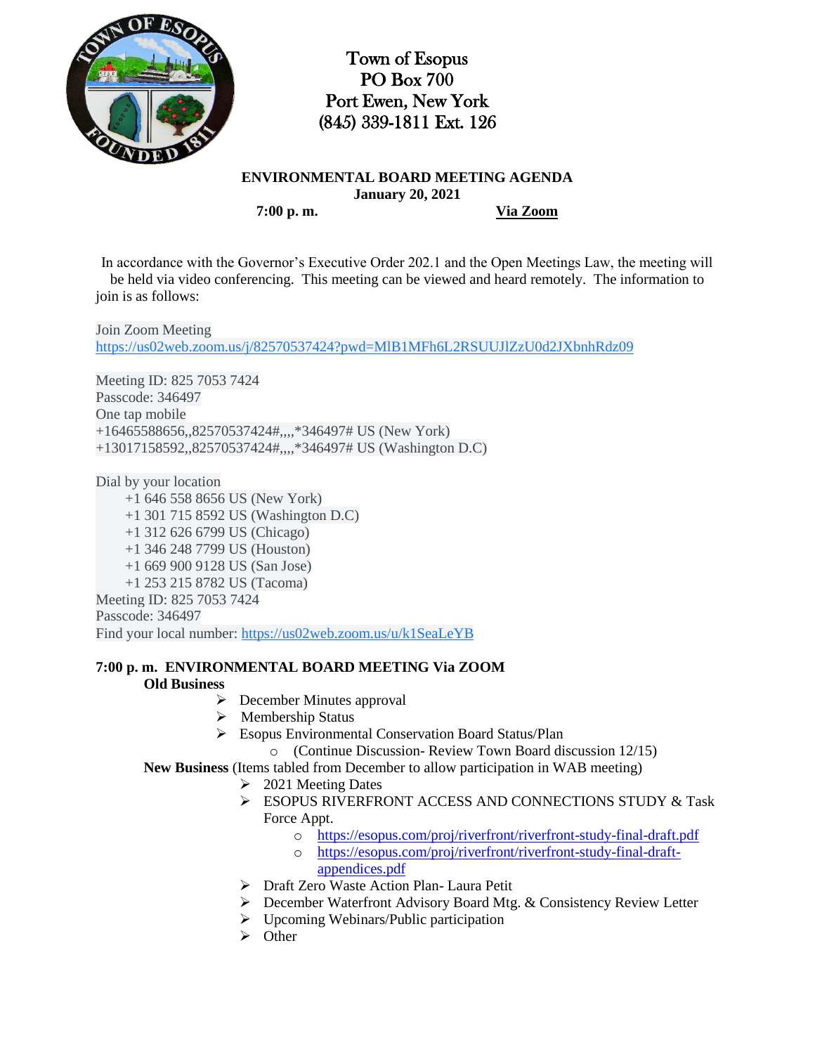Town of Esopus
PO Box 700
Port Ewen, New York
(845) 339-1811 Ext. 126

**ENVIRONMENTAL BOARD MEETING AGENDA**
**January 20, 2021**
**7:00 p. m.** **Via Zoom**

In accordance with the Governor's Executive Order 202.1 and the Open Meetings Law, the meeting will be held via video conferencing. This meeting can be viewed and heard remotely. The information to join is as follows:

Join Zoom Meeting
https://us02web.zoom.us/j/82570537424?pwd=MlB1MFh6L2RSUUJlZzU0d2JXbnhRdz09

Meeting ID: 825 7053 7424
Passcode: 346497
One tap mobile
+16465588656,,82570537424#,,,,*346497# US (New York)
+13017158592,,82570537424#,,,,*346497# US (Washington D.C)

Dial by your location
- +1 646 558 8656 US (New York)
- +1 301 715 8592 US (Washington D.C)
- +1 312 626 6799 US (Chicago)
- +1 346 248 7799 US (Houston)
- +1 669 900 9128 US (San Jose)
- +1 253 215 8782 US (Tacoma)

Meeting ID: 825 7053 7424
Passcode: 346497
Find your local number: https://us02web.zoom.us/u/k1SeaLeYB

**7:00 p. m. ENVIRONMENTAL BOARD MEETING Via ZOOM**

**Old Business**
- December Minutes approval
- Membership Status
- Esopus Environmental Conservation Board Status/Plan
  - (Continue Discussion- Review Town Board discussion 12/15)

**New Business** (Items tabled from December to allow participation in WAB meeting)
- 2021 Meeting Dates
- ESOPUS RIVERFRONT ACCESS AND CONNECTIONS STUDY & Task Force Appt.
  - https://esopus.com/proj/riverfront/riverfront-study-final-draft.pdf
  - https://esopus.com/proj/riverfront/riverfront-study-final-draft-appendices.pdf
- Draft Zero Waste Action Plan- Laura Petit
- December Waterfront Advisory Board Mtg. & Consistency Review Letter
- Upcoming Webinars/Public participation
- Other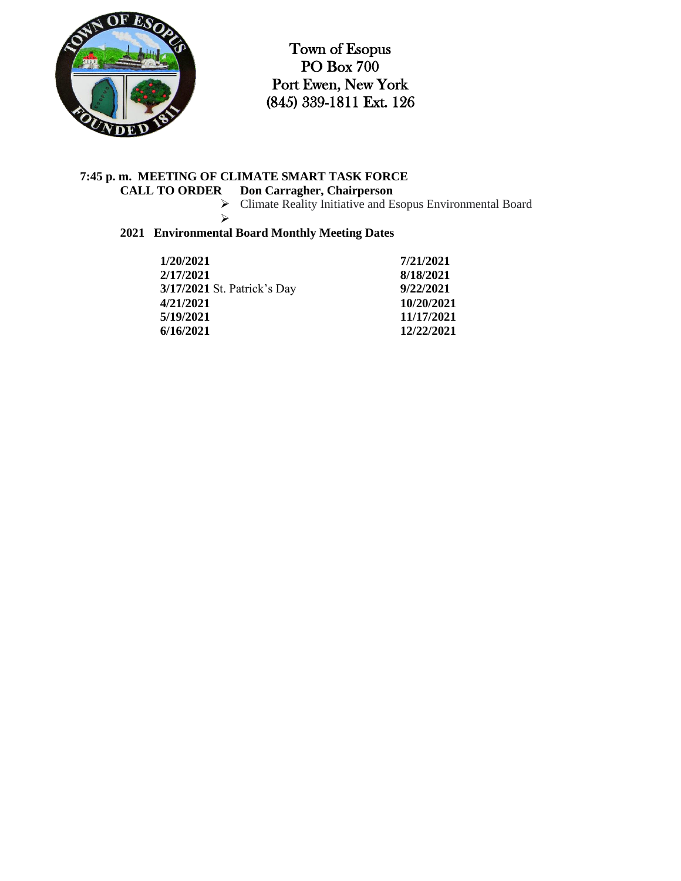Town of Esopus
PO Box 700
Port Ewen, New York
(845) 339-1811 Ext. 126

**7:45 p. m. MEETING OF CLIMATE SMART TASK FORCE**

**CALL TO ORDER Don Carragher, Chairperson**

- Climate Reality Initiative and Esopus Environmental Board
- 

**2021 Environmental Board Monthly Meeting Dates**

| | |
|---|---|
| **1/20/2021** | **7/21/2021** |
| **2/17/2021** | **8/18/2021** |
| **3/17/2021** St. Patrick's Day | **9/22/2021** |
| **4/21/2021** | **10/20/2021** |
| **5/19/2021** | **11/17/2021** |
| **6/16/2021** | **12/22/2021** |